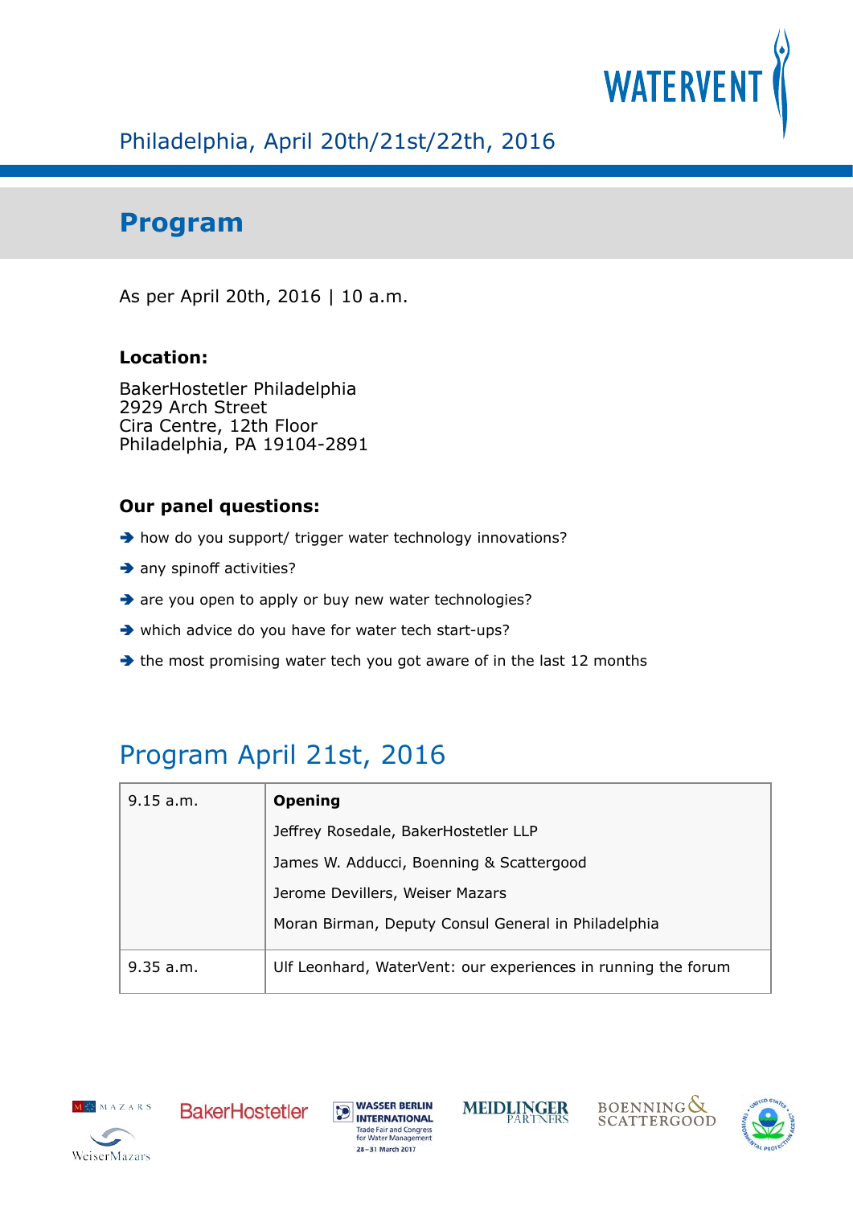WATERVENT

Philadelphia, April 20th/21st/22th, 2016

# Program

As per April 20th, 2016 | 10 a.m.

**Location:**

BakerHostetler Philadelphia
2929 Arch Street
Cira Centre, 12th Floor
Philadelphia, PA 19104-2891

**Our panel questions:**

- how do you support/ trigger water technology innovations?
- any spinoff activities?
- are you open to apply or buy new water technologies?
- which advice do you have for water tech start-ups?
- the most promising water tech you got aware of in the last 12 months

## Program April 21st, 2016

| | |
|---|---|
| 9.15 a.m. | **Opening**<br>Jeffrey Rosedale, BakerHostetler LLP<br>James W. Adducci, Boenning & Scattergood<br>Jerome Devillers, Weiser Mazars<br>Moran Birman, Deputy Consul General in Philadelphia |
| 9.35 a.m. | Ulf Leonhard, WaterVent: our experiences in running the forum |

MAZARS WeiserMazars BakerHostetler WASSER BERLIN INTERNATIONAL Trade Fair and Congress for Water Management 28–31 March 2017 MEIDLINGER PARTNERS BOENNING & SCATTERGOOD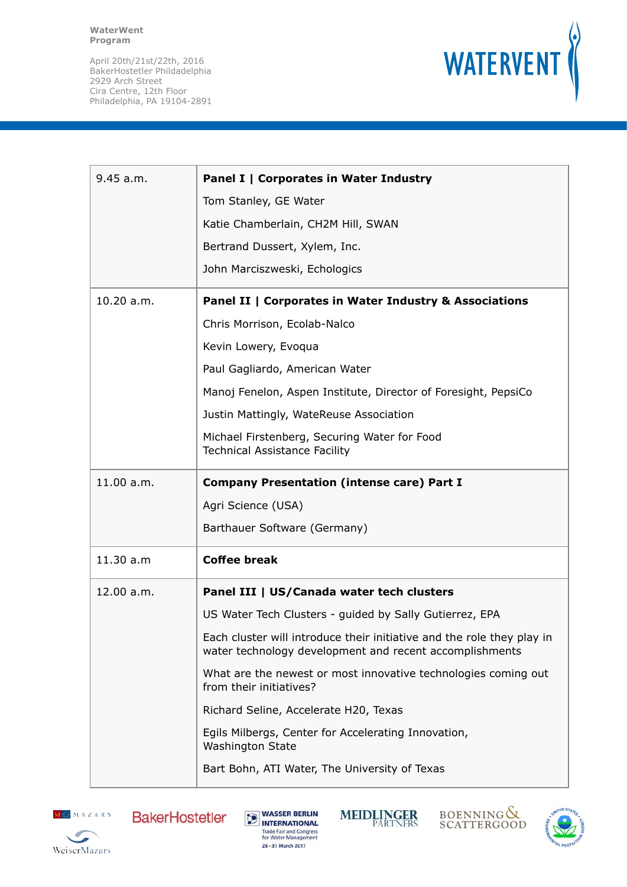| | |
|---|---|
| 9.45 a.m. | **Panel I \| Corporates in Water Industry**<br>Tom Stanley, GE Water<br>Katie Chamberlain, CH2M Hill, SWAN<br>Bertrand Dussert, Xylem, Inc.<br>John Marciszweski, Echologics |
| 10.20 a.m. | **Panel II \| Corporates in Water Industry & Associations**<br>Chris Morrison, Ecolab-Nalco<br>Kevin Lowery, Evoqua<br>Paul Gagliardo, American Water<br>Manoj Fenelon, Aspen Institute, Director of Foresight, PepsiCo<br>Justin Mattingly, WateReuse Association<br>Michael Firstenberg, Securing Water for Food Technical Assistance Facility |
| 11.00 a.m. | **Company Presentation (intense care) Part I**<br>Agri Science (USA)<br>Barthauer Software (Germany) |
| 11.30 a.m | **Coffee break** |
| 12.00 a.m. | **Panel III \| US/Canada water tech clusters**<br>US Water Tech Clusters - guided by Sally Gutierrez, EPA<br>Each cluster will introduce their initiative and the role they play in water technology development and recent accomplishments<br>What are the newest or most innovative technologies coming out from their initiatives?<br>Richard Seline, Accelerate H20, Texas<br>Egils Milbergs, Center for Accelerating Innovation, Washington State<br>Bart Bohn, ATI Water, The University of Texas |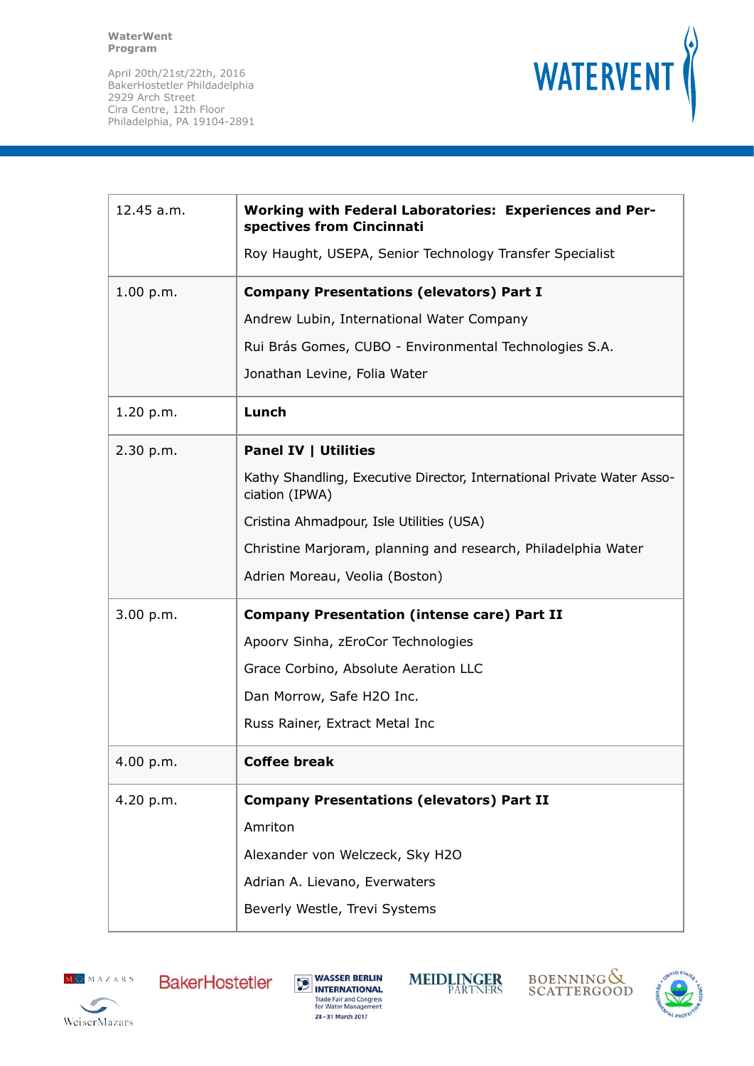| | |
|---|---|
| 12.45 a.m. | **Working with Federal Laboratories: Experiences and Perspectives from Cincinnati**<br>Roy Haught, USEPA, Senior Technology Transfer Specialist |
| 1.00 p.m. | **Company Presentations (elevators) Part I**<br>Andrew Lubin, International Water Company<br>Rui Brás Gomes, CUBO - Environmental Technologies S.A.<br>Jonathan Levine, Folia Water |
| 1.20 p.m. | **Lunch** |
| 2.30 p.m. | **Panel IV \| Utilities**<br>Kathy Shandling, Executive Director, International Private Water Association (IPWA)<br>Cristina Ahmadpour, Isle Utilities (USA)<br>Christine Marjoram, planning and research, Philadelphia Water<br>Adrien Moreau, Veolia (Boston) |
| 3.00 p.m. | **Company Presentation (intense care) Part II**<br>Apoorv Sinha, zEroCor Technologies<br>Grace Corbino, Absolute Aeration LLC<br>Dan Morrow, Safe H2O Inc.<br>Russ Rainer, Extract Metal Inc |
| 4.00 p.m. | **Coffee break** |
| 4.20 p.m. | **Company Presentations (elevators) Part II**<br>Amriton<br>Alexander von Welczeck, Sky H2O<br>Adrian A. Lievano, Everwaters<br>Beverly Westle, Trevi Systems |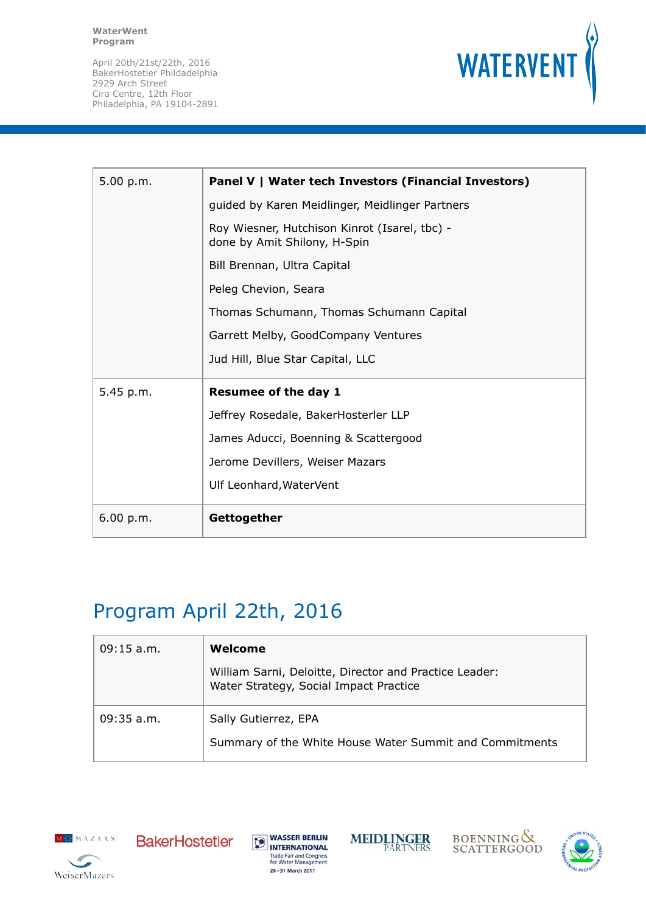| 5.00 p.m. | **Panel V \| Water tech Investors (Financial Investors)**<br><br>guided by Karen Meidlinger, Meidlinger Partners<br><br>Roy Wiesner, Hutchison Kinrot (Isarel, tbc) - done by Amit Shilony, H-Spin<br><br>Bill Brennan, Ultra Capital<br><br>Peleg Chevion, Seara<br><br>Thomas Schumann, Thomas Schumann Capital<br><br>Garrett Melby, GoodCompany Ventures<br><br>Jud Hill, Blue Star Capital, LLC |
|---|---|
| 5.45 p.m. | **Resumee of the day 1**<br><br>Jeffrey Rosedale, BakerHosterler LLP<br><br>James Aducci, Boenning & Scattergood<br><br>Jerome Devillers, Weiser Mazars<br><br>Ulf Leonhard,WaterVent |
| 6.00 p.m. | **Gettogether** |

## Program April 22th, 2016

| 09:15 a.m. | **Welcome**<br><br>William Sarni, Deloitte, Director and Practice Leader: Water Strategy, Social Impact Practice |
|---|---|
| 09:35 a.m. | Sally Gutierrez, EPA<br><br>Summary of the White House Water Summit and Commitments |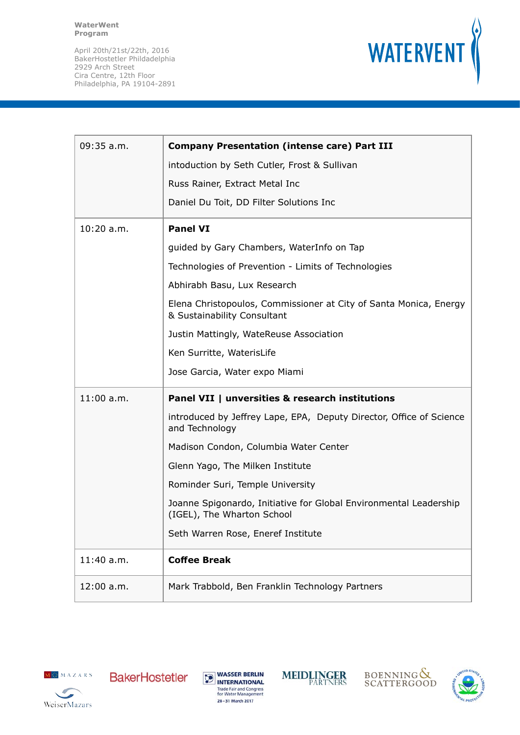WaterWent
Program

April 20th/21st/22th, 2016
BakerHostetler Phildadelphia
2929 Arch Street
Cira Centre, 12th Floor
Philadelphia, PA 19104-2891

| | |
|---|---|
| 09:35 a.m. | **Company Presentation (intense care) Part III**<br>intoduction by Seth Cutler, Frost & Sullivan<br>Russ Rainer, Extract Metal Inc<br>Daniel Du Toit, DD Filter Solutions Inc |
| 10:20 a.m. | **Panel VI**<br>guided by Gary Chambers, WaterInfo on Tap<br>Technologies of Prevention - Limits of Technologies<br>Abhirabh Basu, Lux Research<br>Elena Christopoulos, Commissioner at City of Santa Monica, Energy & Sustainability Consultant<br>Justin Mattingly, WateReuse Association<br>Ken Surritte, WaterisLife<br>Jose Garcia, Water expo Miami |
| 11:00 a.m. | **Panel VII \| unversities & research institutions**<br>introduced by Jeffrey Lape, EPA, Deputy Director, Office of Science and Technology<br>Madison Condon, Columbia Water Center<br>Glenn Yago, The Milken Institute<br>Rominder Suri, Temple University<br>Joanne Spigonardo, Initiative for Global Environmental Leadership (IGEL), The Wharton School<br>Seth Warren Rose, Eneref Institute |
| 11:40 a.m. | **Coffee Break** |
| 12:00 a.m. | Mark Trabbold, Ben Franklin Technology Partners |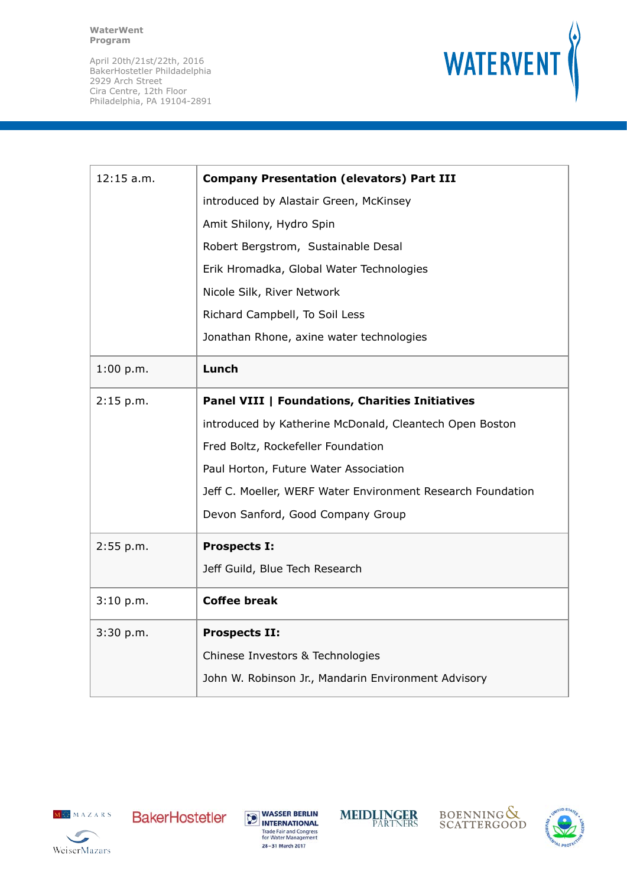WaterWent
Program

April 20th/21st/22th, 2016
BakerHostetler Phildadelphia
2929 Arch Street
Cira Centre, 12th Floor
Philadelphia, PA 19104-2891

| | |
|---|---|
| 12:15 a.m. | **Company Presentation (elevators) Part III**<br>introduced by Alastair Green, McKinsey<br>Amit Shilony, Hydro Spin<br>Robert Bergstrom, Sustainable Desal<br>Erik Hromadka, Global Water Technologies<br>Nicole Silk, River Network<br>Richard Campbell, To Soil Less<br>Jonathan Rhone, axine water technologies |
| 1:00 p.m. | **Lunch** |
| 2:15 p.m. | **Panel VIII \| Foundations, Charities Initiatives**<br>introduced by Katherine McDonald, Cleantech Open Boston<br>Fred Boltz, Rockefeller Foundation<br>Paul Horton, Future Water Association<br>Jeff C. Moeller, WERF Water Environment Research Foundation<br>Devon Sanford, Good Company Group |
| 2:55 p.m. | **Prospects I:**<br>Jeff Guild, Blue Tech Research |
| 3:10 p.m. | **Coffee break** |
| 3:30 p.m. | **Prospects II:**<br>Chinese Investors & Technologies<br>John W. Robinson Jr., Mandarin Environment Advisory |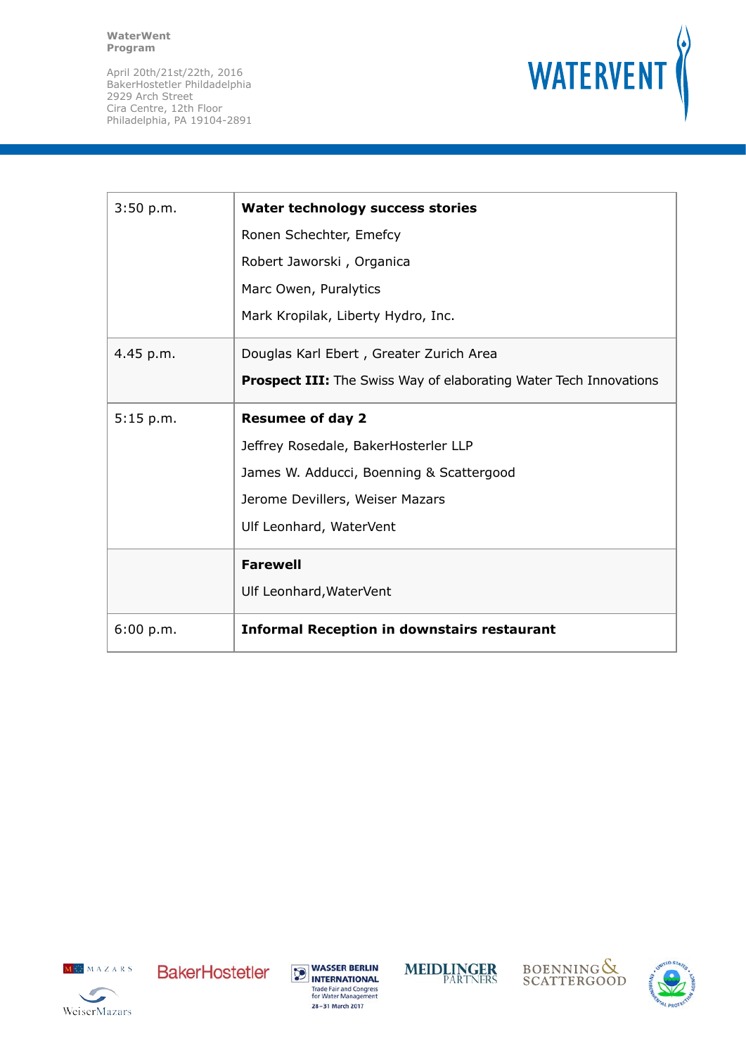| | |
|---|---|
| 3:50 p.m. | **Water technology success stories**<br>Ronen Schechter, Emefcy<br>Robert Jaworski , Organica<br>Marc Owen, Puralytics<br>Mark Kropilak, Liberty Hydro, Inc. |
| 4.45 p.m. | Douglas Karl Ebert , Greater Zurich Area<br>**Prospect III:** The Swiss Way of elaborating Water Tech Innovations |
| 5:15 p.m. | **Resumee of day 2**<br>Jeffrey Rosedale, BakerHosterler LLP<br>James W. Adducci, Boenning & Scattergood<br>Jerome Devillers, Weiser Mazars<br>Ulf Leonhard, WaterVent |
| | **Farewell**<br>Ulf Leonhard,WaterVent |
| 6:00 p.m. | **Informal Reception in downstairs restaurant** |